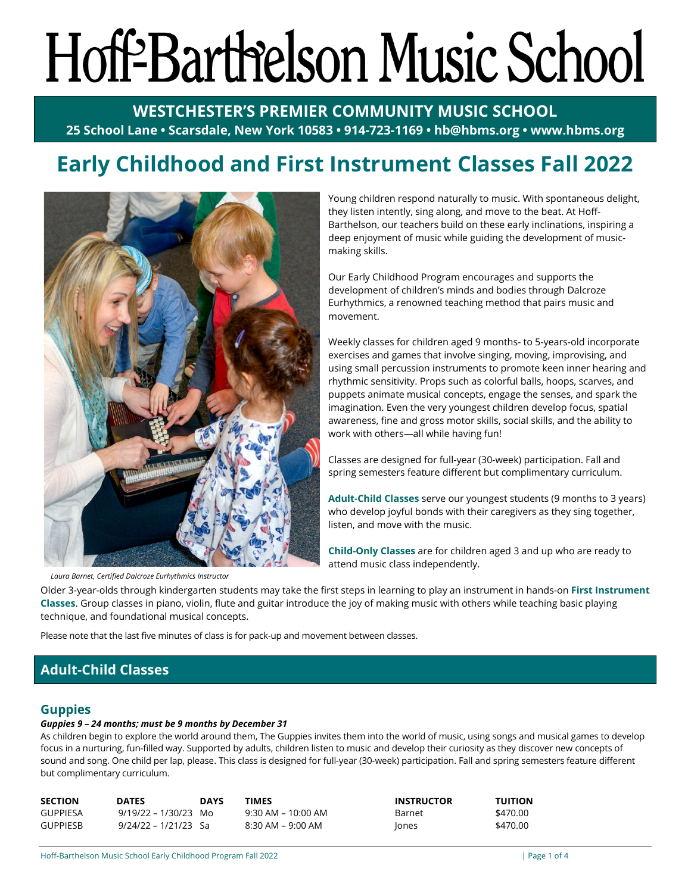# Hoff-Barthelson Music School

**WESTCHESTER'S PREMIER COMMUNITY MUSIC SCHOOL**

**25 School Lane • Scarsdale, New York 10583 • 914-723-1169 • hb@hbms.org • www.hbms.org**

# Early Childhood and First Instrument Classes Fall 2022

*Laura Barnet, Certified Dalcroze Eurhythmics Instructor*

Young children respond naturally to music. With spontaneous delight, they listen intently, sing along, and move to the beat. At Hoff-Barthelson, our teachers build on these early inclinations, inspiring a deep enjoyment of music while guiding the development of music-making skills.

Our Early Childhood Program encourages and supports the development of children's minds and bodies through Dalcroze Eurhythmics, a renowned teaching method that pairs music and movement.

Weekly classes for children aged 9 months- to 5-years-old incorporate exercises and games that involve singing, moving, improvising, and using small percussion instruments to promote keen inner hearing and rhythmic sensitivity. Props such as colorful balls, hoops, scarves, and puppets animate musical concepts, engage the senses, and spark the imagination. Even the very youngest children develop focus, spatial awareness, fine and gross motor skills, social skills, and the ability to work with others—all while having fun!

Classes are designed for full-year (30-week) participation. Fall and spring semesters feature different but complimentary curriculum.

**Adult-Child Classes** serve our youngest students (9 months to 3 years) who develop joyful bonds with their caregivers as they sing together, listen, and move with the music.

**Child-Only Classes** are for children aged 3 and up who are ready to attend music class independently.

Older 3-year-olds through kindergarten students may take the first steps in learning to play an instrument in hands-on **First Instrument Classes**. Group classes in piano, violin, flute and guitar introduce the joy of making music with others while teaching basic playing technique, and foundational musical concepts.

Please note that the last five minutes of class is for pack-up and movement between classes.

## Adult-Child Classes

### Guppies

***Guppies 9 – 24 months; must be 9 months by December 31***

As children begin to explore the world around them, The Guppies invites them into the world of music, using songs and musical games to develop focus in a nurturing, fun-filled way. Supported by adults, children listen to music and develop their curiosity as they discover new concepts of sound and song. One child per lap, please. This class is designed for full-year (30-week) participation. Fall and spring semesters feature different but complimentary curriculum.

| SECTION | DATES | DAYS | TIMES | INSTRUCTOR | TUITION |
|---|---|---|---|---|---|
| GUPPIESA | 9/19/22 – 1/30/23 | Mo | 9:30 AM – 10:00 AM | Barnet | $470.00 |
| GUPPIESB | 9/24/22 – 1/21/23 | Sa | 8:30 AM – 9:00 AM | Jones | $470.00 |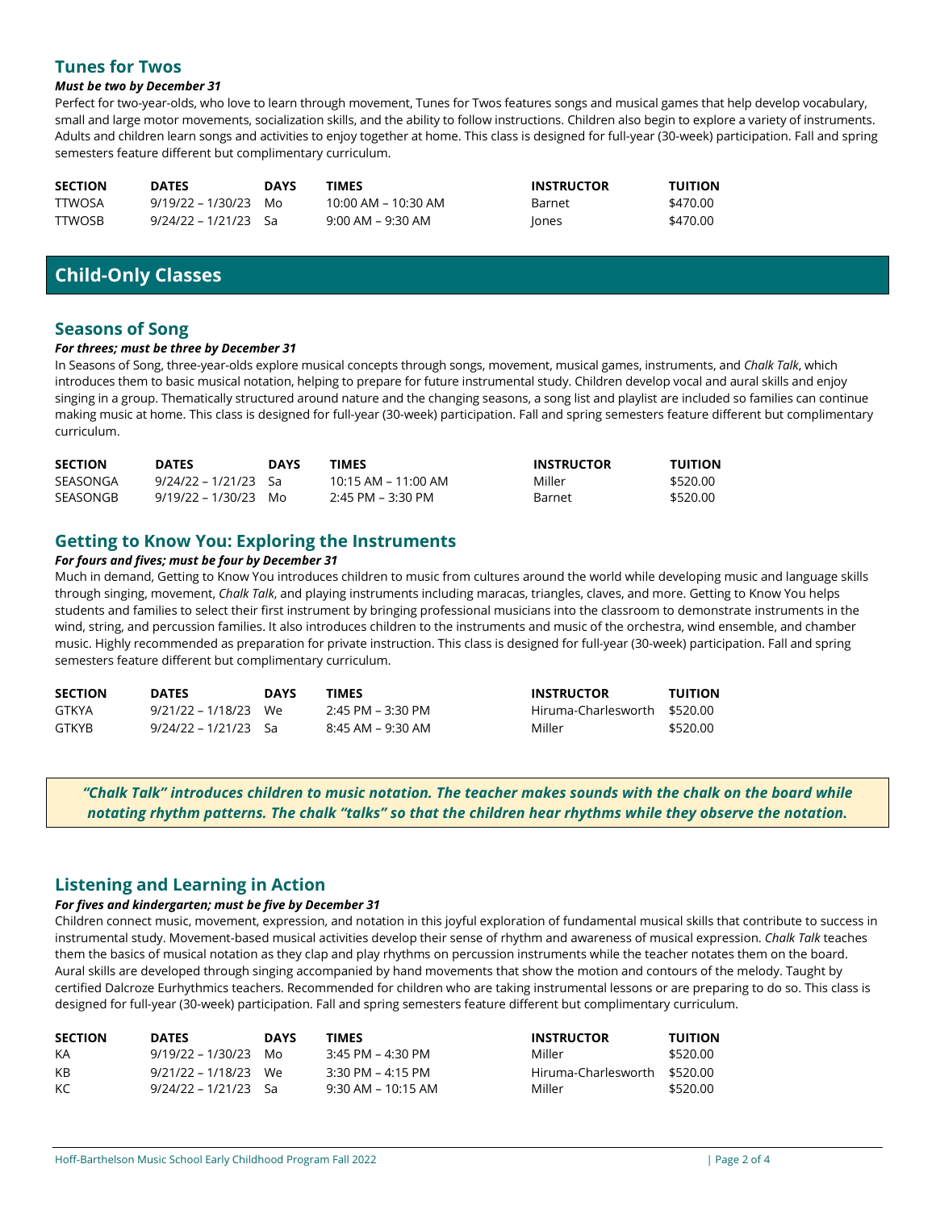## Tunes for Twos

***Must be two by December 31***

Perfect for two-year-olds, who love to learn through movement, Tunes for Twos features songs and musical games that help develop vocabulary, small and large motor movements, socialization skills, and the ability to follow instructions. Children also begin to explore a variety of instruments. Adults and children learn songs and activities to enjoy together at home. This class is designed for full-year (30-week) participation. Fall and spring semesters feature different but complimentary curriculum.

| SECTION | DATES | DAYS | TIMES | INSTRUCTOR | TUITION |
|---|---|---|---|---|---|
| TTWOSA | 9/19/22 – 1/30/23 | Mo | 10:00 AM – 10:30 AM | Barnet | $470.00 |
| TTWOSB | 9/24/22 – 1/21/23 | Sa | 9:00 AM – 9:30 AM | Jones | $470.00 |

# Child-Only Classes

## Seasons of Song

***For threes; must be three by December 31***

In Seasons of Song, three-year-olds explore musical concepts through songs, movement, musical games, instruments, and *Chalk Talk*, which introduces them to basic musical notation, helping to prepare for future instrumental study. Children develop vocal and aural skills and enjoy singing in a group. Thematically structured around nature and the changing seasons, a song list and playlist are included so families can continue making music at home. This class is designed for full-year (30-week) participation. Fall and spring semesters feature different but complimentary curriculum.

| SECTION | DATES | DAYS | TIMES | INSTRUCTOR | TUITION |
|---|---|---|---|---|---|
| SEASONGA | 9/24/22 – 1/21/23 | Sa | 10:15 AM – 11:00 AM | Miller | $520.00 |
| SEASONGB | 9/19/22 – 1/30/23 | Mo | 2:45 PM – 3:30 PM | Barnet | $520.00 |

## Getting to Know You: Exploring the Instruments

***For fours and fives; must be four by December 31***

Much in demand, Getting to Know You introduces children to music from cultures around the world while developing music and language skills through singing, movement, *Chalk Talk*, and playing instruments including maracas, triangles, claves, and more. Getting to Know You helps students and families to select their first instrument by bringing professional musicians into the classroom to demonstrate instruments in the wind, string, and percussion families. It also introduces children to the instruments and music of the orchestra, wind ensemble, and chamber music. Highly recommended as preparation for private instruction. This class is designed for full-year (30-week) participation. Fall and spring semesters feature different but complimentary curriculum.

| SECTION | DATES | DAYS | TIMES | INSTRUCTOR | TUITION |
|---|---|---|---|---|---|
| GTKYA | 9/21/22 – 1/18/23 | We | 2:45 PM – 3:30 PM | Hiruma-Charlesworth | $520.00 |
| GTKYB | 9/24/22 – 1/21/23 | Sa | 8:45 AM – 9:30 AM | Miller | $520.00 |

***"Chalk Talk" introduces children to music notation. The teacher makes sounds with the chalk on the board while notating rhythm patterns. The chalk "talks" so that the children hear rhythms while they observe the notation.***

## Listening and Learning in Action

***For fives and kindergarten; must be five by December 31***

Children connect music, movement, expression, and notation in this joyful exploration of fundamental musical skills that contribute to success in instrumental study. Movement-based musical activities develop their sense of rhythm and awareness of musical expression. *Chalk Talk* teaches them the basics of musical notation as they clap and play rhythms on percussion instruments while the teacher notates them on the board. Aural skills are developed through singing accompanied by hand movements that show the motion and contours of the melody. Taught by certified Dalcroze Eurhythmics teachers. Recommended for children who are taking instrumental lessons or are preparing to do so. This class is designed for full-year (30-week) participation. Fall and spring semesters feature different but complimentary curriculum.

| SECTION | DATES | DAYS | TIMES | INSTRUCTOR | TUITION |
|---|---|---|---|---|---|
| KA | 9/19/22 – 1/30/23 | Mo | 3:45 PM – 4:30 PM | Miller | $520.00 |
| KB | 9/21/22 – 1/18/23 | We | 3:30 PM – 4:15 PM | Hiruma-Charlesworth | $520.00 |
| KC | 9/24/22 – 1/21/23 | Sa | 9:30 AM – 10:15 AM | Miller | $520.00 |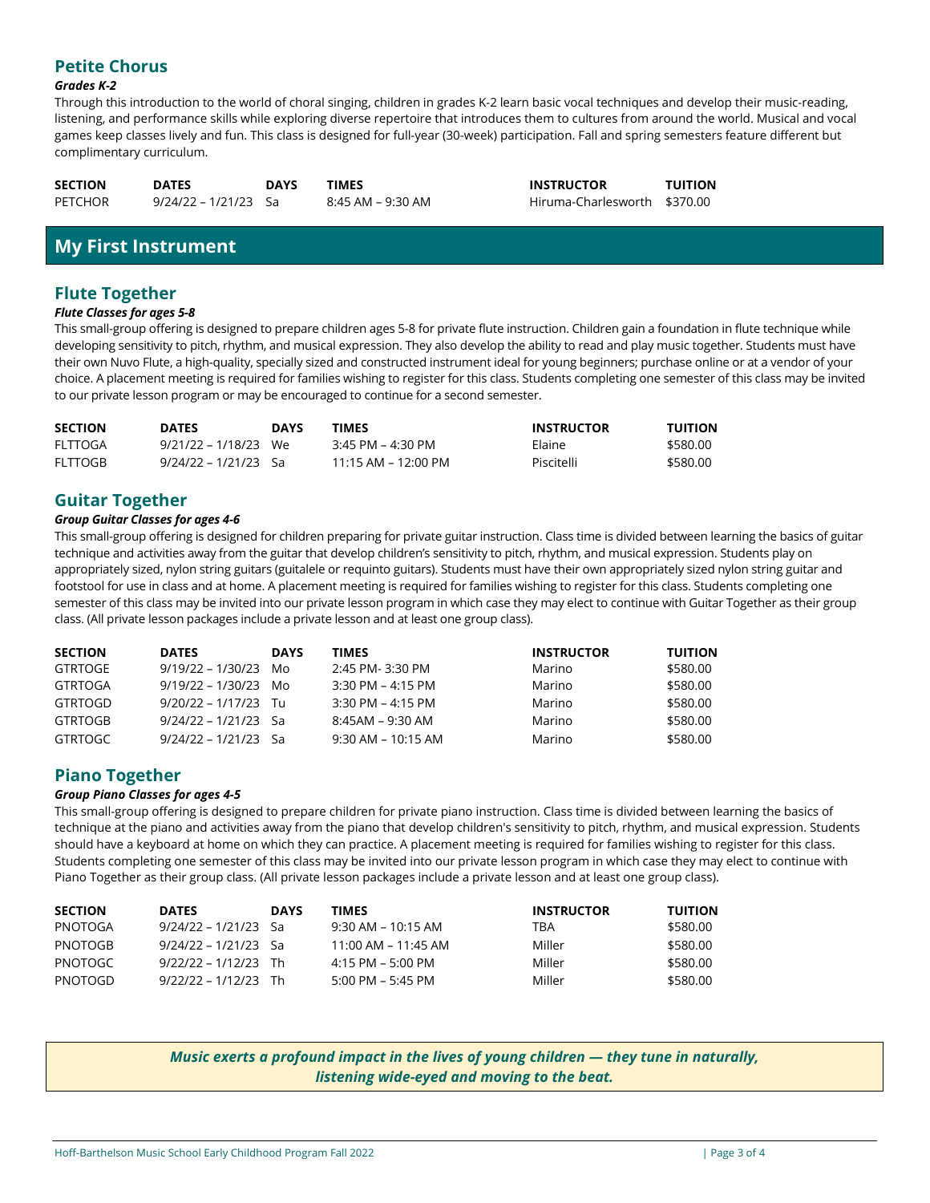### Petite Chorus

***Grades K-2***

Through this introduction to the world of choral singing, children in grades K-2 learn basic vocal techniques and develop their music-reading, listening, and performance skills while exploring diverse repertoire that introduces them to cultures from around the world. Musical and vocal games keep classes lively and fun. This class is designed for full-year (30-week) participation. Fall and spring semesters feature different but complimentary curriculum.

| SECTION | DATES | DAYS | TIMES | INSTRUCTOR | TUITION |
|---|---|---|---|---|---|
| PETCHOR | 9/24/22 – 1/21/23 | Sa | 8:45 AM – 9:30 AM | Hiruma-Charlesworth | $370.00 |

## My First Instrument

### Flute Together

***Flute Classes for ages 5-8***

This small-group offering is designed to prepare children ages 5-8 for private flute instruction. Children gain a foundation in flute technique while developing sensitivity to pitch, rhythm, and musical expression. They also develop the ability to read and play music together. Students must have their own Nuvo Flute, a high-quality, specially sized and constructed instrument ideal for young beginners; purchase online or at a vendor of your choice. A placement meeting is required for families wishing to register for this class. Students completing one semester of this class may be invited to our private lesson program or may be encouraged to continue for a second semester.

| SECTION | DATES | DAYS | TIMES | INSTRUCTOR | TUITION |
|---|---|---|---|---|---|
| FLTTOGA | 9/21/22 – 1/18/23 | We | 3:45 PM – 4:30 PM | Elaine | $580.00 |
| FLTTOGB | 9/24/22 – 1/21/23 | Sa | 11:15 AM – 12:00 PM | Piscitelli | $580.00 |

### Guitar Together

***Group Guitar Classes for ages 4-6***

This small-group offering is designed for children preparing for private guitar instruction. Class time is divided between learning the basics of guitar technique and activities away from the guitar that develop children's sensitivity to pitch, rhythm, and musical expression. Students play on appropriately sized, nylon string guitars (guitalele or requinto guitars). Students must have their own appropriately sized nylon string guitar and footstool for use in class and at home. A placement meeting is required for families wishing to register for this class. Students completing one semester of this class may be invited into our private lesson program in which case they may elect to continue with Guitar Together as their group class. (All private lesson packages include a private lesson and at least one group class).

| SECTION | DATES | DAYS | TIMES | INSTRUCTOR | TUITION |
|---|---|---|---|---|---|
| GTRTOGE | 9/19/22 – 1/30/23 | Mo | 2:45 PM- 3:30 PM | Marino | $580.00 |
| GTRTOGA | 9/19/22 – 1/30/23 | Mo | 3:30 PM – 4:15 PM | Marino | $580.00 |
| GTRTOGD | 9/20/22 – 1/17/23 | Tu | 3:30 PM – 4:15 PM | Marino | $580.00 |
| GTRTOGB | 9/24/22 – 1/21/23 | Sa | 8:45AM – 9:30 AM | Marino | $580.00 |
| GTRTOGC | 9/24/22 – 1/21/23 | Sa | 9:30 AM – 10:15 AM | Marino | $580.00 |

### Piano Together

***Group Piano Classes for ages 4-5***

This small-group offering is designed to prepare children for private piano instruction. Class time is divided between learning the basics of technique at the piano and activities away from the piano that develop children's sensitivity to pitch, rhythm, and musical expression. Students should have a keyboard at home on which they can practice. A placement meeting is required for families wishing to register for this class. Students completing one semester of this class may be invited into our private lesson program in which case they may elect to continue with Piano Together as their group class. (All private lesson packages include a private lesson and at least one group class).

| SECTION | DATES | DAYS | TIMES | INSTRUCTOR | TUITION |
|---|---|---|---|---|---|
| PNOTOGA | 9/24/22 – 1/21/23 | Sa | 9:30 AM – 10:15 AM | TBA | $580.00 |
| PNOTOGB | 9/24/22 – 1/21/23 | Sa | 11:00 AM – 11:45 AM | Miller | $580.00 |
| PNOTOGC | 9/22/22 – 1/12/23 | Th | 4:15 PM – 5:00 PM | Miller | $580.00 |
| PNOTOGD | 9/22/22 – 1/12/23 | Th | 5:00 PM – 5:45 PM | Miller | $580.00 |

***Music exerts a profound impact in the lives of young children — they tune in naturally, listening wide-eyed and moving to the beat.***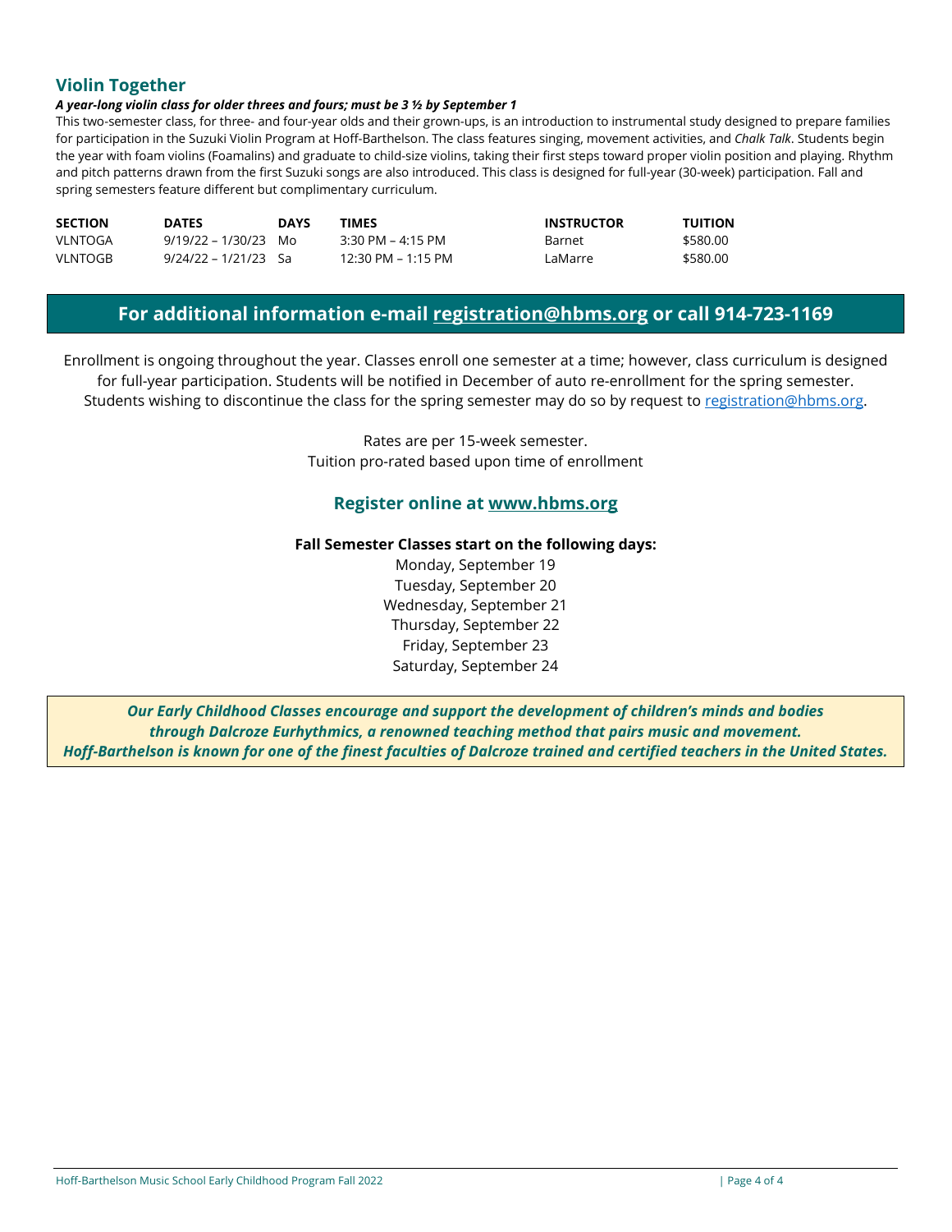## Violin Together

***A year-long violin class for older threes and fours; must be 3 ½ by September 1***

This two-semester class, for three- and four-year olds and their grown-ups, is an introduction to instrumental study designed to prepare families for participation in the Suzuki Violin Program at Hoff-Barthelson. The class features singing, movement activities, and *Chalk Talk*. Students begin the year with foam violins (Foamalins) and graduate to child-size violins, taking their first steps toward proper violin position and playing. Rhythm and pitch patterns drawn from the first Suzuki songs are also introduced. This class is designed for full-year (30-week) participation. Fall and spring semesters feature different but complimentary curriculum.

| SECTION | DATES | DAYS | TIMES | INSTRUCTOR | TUITION |
|---|---|---|---|---|---|
| VLNTOGA | 9/19/22 – 1/30/23 | Mo | 3:30 PM – 4:15 PM | Barnet | $580.00 |
| VLNTOGB | 9/24/22 – 1/21/23 | Sa | 12:30 PM – 1:15 PM | LaMarre | $580.00 |

## For additional information e-mail registration@hbms.org or call 914-723-1169

Enrollment is ongoing throughout the year. Classes enroll one semester at a time; however, class curriculum is designed for full-year participation. Students will be notified in December of auto re-enrollment for the spring semester. Students wishing to discontinue the class for the spring semester may do so by request to registration@hbms.org.

Rates are per 15-week semester.
Tuition pro-rated based upon time of enrollment

### Register online at www.hbms.org

**Fall Semester Classes start on the following days:**

Monday, September 19
Tuesday, September 20
Wednesday, September 21
Thursday, September 22
Friday, September 23
Saturday, September 24

***Our Early Childhood Classes encourage and support the development of children's minds and bodies through Dalcroze Eurhythmics, a renowned teaching method that pairs music and movement. Hoff-Barthelson is known for one of the finest faculties of Dalcroze trained and certified teachers in the United States.***